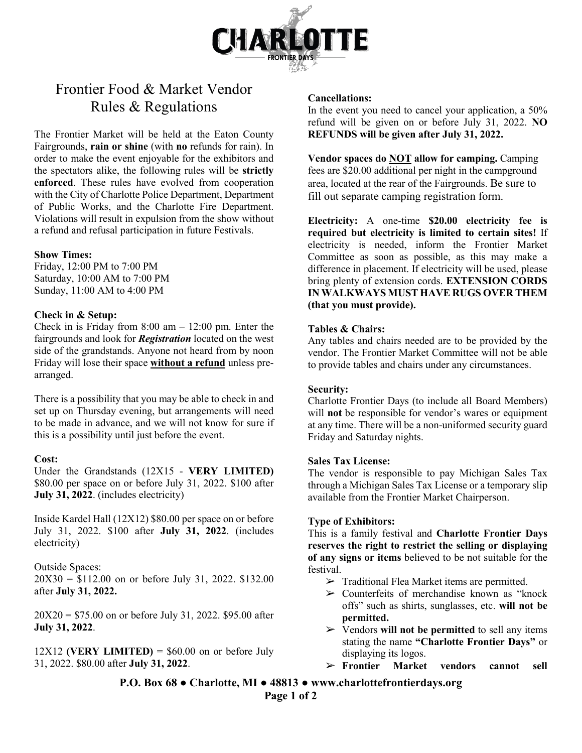# Frontier Food & Market Vendor Rules & Regulations

The Frontier Market will be held at the Eaton County Fairgrounds, **rain or shine** (with **no** refunds for rain). In order to make the event enjoyable for the exhibitors and the spectators alike, the following rules will be **strictly enforced**. These rules have evolved from cooperation with the City of Charlotte Police Department, Department of Public Works, and the Charlotte Fire Department. Violations will result in expulsion from the show without a refund and refusal participation in future Festivals.

**Show Times:**
Friday, 12:00 PM to 7:00 PM
Saturday, 10:00 AM to 7:00 PM
Sunday, 11:00 AM to 4:00 PM

**Check in & Setup:**
Check in is Friday from 8:00 am – 12:00 pm. Enter the fairgrounds and look for ***Registration*** located on the west side of the grandstands. Anyone not heard from by noon Friday will lose their space **without a refund** unless pre-arranged.

There is a possibility that you may be able to check in and set up on Thursday evening, but arrangements will need to be made in advance, and we will not know for sure if this is a possibility until just before the event.

**Cost:**
Under the Grandstands (12X15 - **VERY LIMITED)** $80.00 per space on or before July 31, 2022. $100 after **July 31, 2022**. (includes electricity)

Inside Kardel Hall (12X12) $80.00 per space on or before July 31, 2022. $100 after **July 31, 2022**. (includes electricity)

Outside Spaces:
20X30 = $112.00 on or before July 31, 2022. $132.00 after **July 31, 2022.**

20X20 = $75.00 on or before July 31, 2022. $95.00 after **July 31, 2022**.

12X12 **(VERY LIMITED)** = $60.00 on or before July 31, 2022. $80.00 after **July 31, 2022**.

**Cancellations:**
In the event you need to cancel your application, a 50% refund will be given on or before July 31, 2022. **NO REFUNDS will be given after July 31, 2022.**

**Vendor spaces do NOT allow for camping.** Camping fees are $20.00 additional per night in the campground area, located at the rear of the Fairgrounds. Be sure to fill out separate camping registration form.

**Electricity:** A one-time **$20.00 electricity fee is required but electricity is limited to certain sites!** If electricity is needed, inform the Frontier Market Committee as soon as possible, as this may make a difference in placement. If electricity will be used, please bring plenty of extension cords. **EXTENSION CORDS IN WALKWAYS MUST HAVE RUGS OVER THEM (that you must provide).**

**Tables & Chairs:**
Any tables and chairs needed are to be provided by the vendor. The Frontier Market Committee will not be able to provide tables and chairs under any circumstances.

**Security:**
Charlotte Frontier Days (to include all Board Members) will **not** be responsible for vendor's wares or equipment at any time. There will be a non-uniformed security guard Friday and Saturday nights.

**Sales Tax License:**
The vendor is responsible to pay Michigan Sales Tax through a Michigan Sales Tax License or a temporary slip available from the Frontier Market Chairperson.

**Type of Exhibitors:**
This is a family festival and **Charlotte Frontier Days reserves the right to restrict the selling or displaying of any signs or items** believed to be not suitable for the festival.

- Traditional Flea Market items are permitted.
- Counterfeits of merchandise known as "knock offs" such as shirts, sunglasses, etc. **will not be permitted.**
- Vendors **will not be permitted** to sell any items stating the name **"Charlotte Frontier Days"** or displaying its logos.
- **Frontier Market vendors cannot sell**

**P.O. Box 68 ● Charlotte, MI ● 48813 ● www.charlottefrontierdays.org**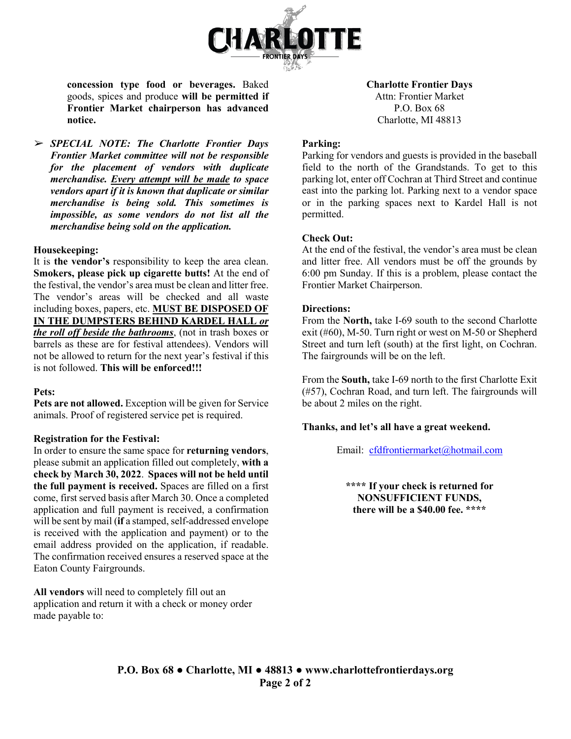**concession type food or beverages.** Baked goods, spices and produce **will be permitted if Frontier Market chairperson has advanced notice.**

- ***SPECIAL NOTE: The Charlotte Frontier Days Frontier Market committee will not be responsible for the placement of vendors with duplicate merchandise. Every attempt will be made to space vendors apart if it is known that duplicate or similar merchandise is being sold. This sometimes is impossible, as some vendors do not list all the merchandise being sold on the application.***

**Housekeeping:**
It is **the vendor's** responsibility to keep the area clean. **Smokers, please pick up cigarette butts!** At the end of the festival, the vendor's area must be clean and litter free. The vendor's areas will be checked and all waste including boxes, papers, etc. **MUST BE DISPOSED OF IN THE DUMPSTERS BEHIND KARDEL HALL *or the roll off beside the bathrooms***, (not in trash boxes or barrels as these are for festival attendees). Vendors will not be allowed to return for the next year's festival if this is not followed. **This will be enforced!!!**

**Pets:**
**Pets are not allowed.** Exception will be given for Service animals. Proof of registered service pet is required.

**Registration for the Festival:**
In order to ensure the same space for **returning vendors**, please submit an application filled out completely, **with a check by March 30, 2022**. **Spaces will not be held until the full payment is received.** Spaces are filled on a first come, first served basis after March 30. Once a completed application and full payment is received, a confirmation will be sent by mail (**if** a stamped, self-addressed envelope is received with the application and payment) or to the email address provided on the application, if readable. The confirmation received ensures a reserved space at the Eaton County Fairgrounds.

**All vendors** will need to completely fill out an application and return it with a check or money order made payable to:

**Charlotte Frontier Days**
Attn: Frontier Market
P.O. Box 68
Charlotte, MI 48813

**Parking:**
Parking for vendors and guests is provided in the baseball field to the north of the Grandstands. To get to this parking lot, enter off Cochran at Third Street and continue east into the parking lot. Parking next to a vendor space or in the parking spaces next to Kardel Hall is not permitted.

**Check Out:**
At the end of the festival, the vendor's area must be clean and litter free. All vendors must be off the grounds by 6:00 pm Sunday. If this is a problem, please contact the Frontier Market Chairperson.

**Directions:**
From the **North,** take I-69 south to the second Charlotte exit (#60), M-50. Turn right or west on M-50 or Shepherd Street and turn left (south) at the first light, on Cochran. The fairgrounds will be on the left.

From the **South,** take I-69 north to the first Charlotte Exit (#57), Cochran Road, and turn left. The fairgrounds will be about 2 miles on the right.

**Thanks, and let's all have a great weekend.**

Email: cfdfrontiermarket@hotmail.com

**\*\*\*\* If your check is returned for NONSUFFICIENT FUNDS, there will be a $40.00 fee. \*\*\*\***

**P.O. Box 68 ● Charlotte, MI ● 48813 ● www.charlottefrontierdays.org**